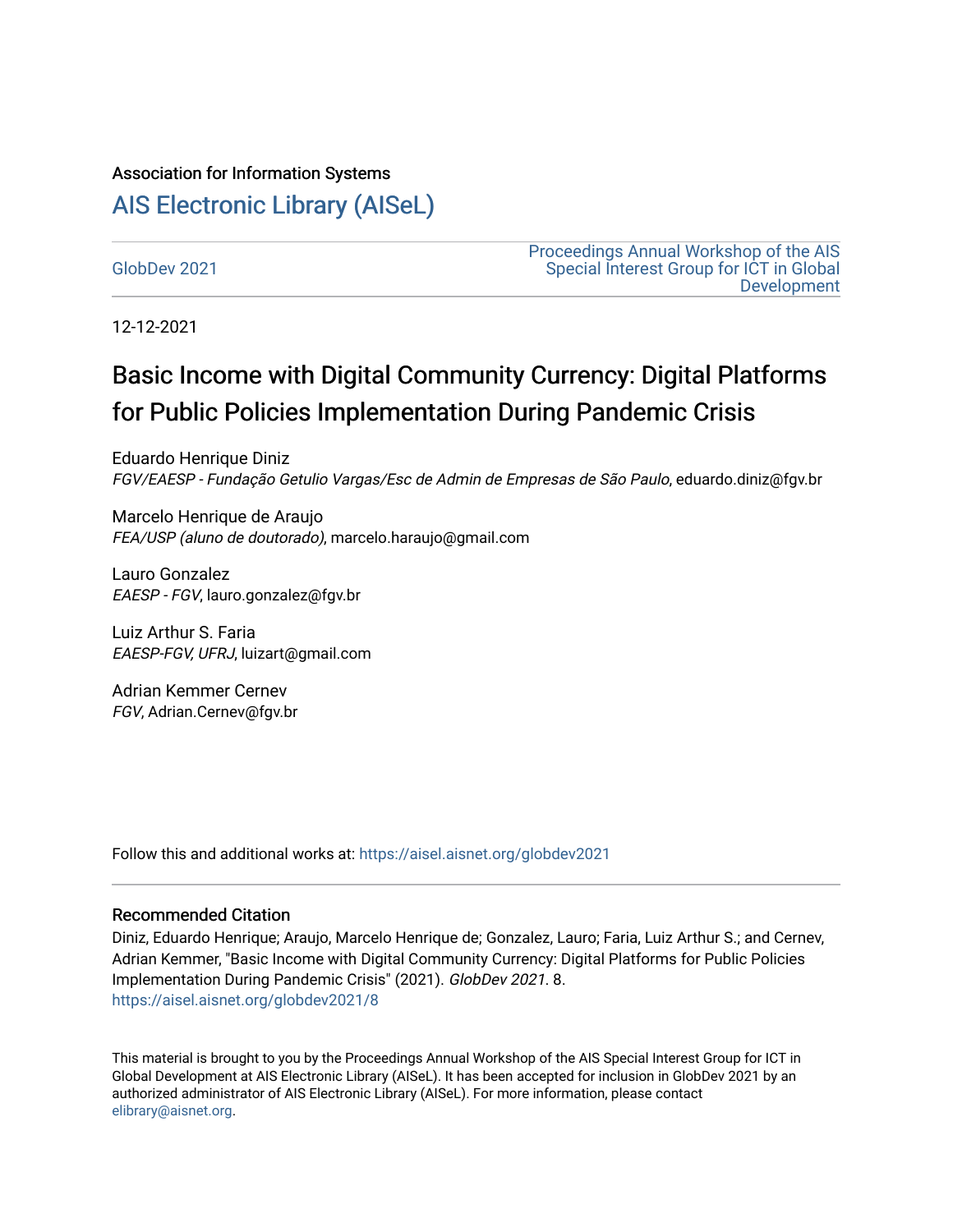Association for Information Systems

# AIS Electronic Library (AISeL)

GlobDev 2021

Proceedings Annual Workshop of the AIS Special Interest Group for ICT in Global Development

12-12-2021

# Basic Income with Digital Community Currency: Digital Platforms for Public Policies Implementation During Pandemic Crisis

Eduardo Henrique Diniz
*FGV/EAESP - Fundação Getulio Vargas/Esc de Admin de Empresas de São Paulo*, eduardo.diniz@fgv.br

Marcelo Henrique de Araujo
*FEA/USP (aluno de doutorado)*, marcelo.haraujo@gmail.com

Lauro Gonzalez
*EAESP - FGV*, lauro.gonzalez@fgv.br

Luiz Arthur S. Faria
*EAESP-FGV, UFRJ*, luizart@gmail.com

Adrian Kemmer Cernev
*FGV*, Adrian.Cernev@fgv.br

Follow this and additional works at: https://aisel.aisnet.org/globdev2021

## Recommended Citation

Diniz, Eduardo Henrique; Araujo, Marcelo Henrique de; Gonzalez, Lauro; Faria, Luiz Arthur S.; and Cernev, Adrian Kemmer, "Basic Income with Digital Community Currency: Digital Platforms for Public Policies Implementation During Pandemic Crisis" (2021). *GlobDev 2021*. 8.
https://aisel.aisnet.org/globdev2021/8

This material is brought to you by the Proceedings Annual Workshop of the AIS Special Interest Group for ICT in Global Development at AIS Electronic Library (AISeL). It has been accepted for inclusion in GlobDev 2021 by an authorized administrator of AIS Electronic Library (AISeL). For more information, please contact elibrary@aisnet.org.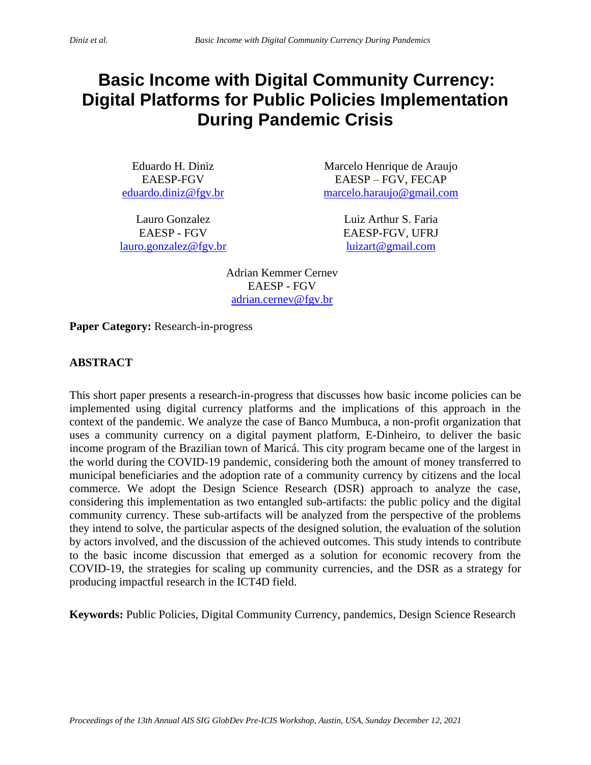# Basic Income with Digital Community Currency: Digital Platforms for Public Policies Implementation During Pandemic Crisis

Eduardo H. Diniz
EAESP-FGV
eduardo.diniz@fgv.br

Marcelo Henrique de Araujo
EAESP – FGV, FECAP
marcelo.haraujo@gmail.com

Lauro Gonzalez
EAESP - FGV
lauro.gonzalez@fgv.br

Luiz Arthur S. Faria
EAESP-FGV, UFRJ
luizart@gmail.com

Adrian Kemmer Cernev
EAESP - FGV
adrian.cernev@fgv.br

**Paper Category:** Research-in-progress

## ABSTRACT

This short paper presents a research-in-progress that discusses how basic income policies can be implemented using digital currency platforms and the implications of this approach in the context of the pandemic. We analyze the case of Banco Mumbuca, a non-profit organization that uses a community currency on a digital payment platform, E-Dinheiro, to deliver the basic income program of the Brazilian town of Maricá. This city program became one of the largest in the world during the COVID-19 pandemic, considering both the amount of money transferred to municipal beneficiaries and the adoption rate of a community currency by citizens and the local commerce. We adopt the Design Science Research (DSR) approach to analyze the case, considering this implementation as two entangled sub-artifacts: the public policy and the digital community currency. These sub-artifacts will be analyzed from the perspective of the problems they intend to solve, the particular aspects of the designed solution, the evaluation of the solution by actors involved, and the discussion of the achieved outcomes. This study intends to contribute to the basic income discussion that emerged as a solution for economic recovery from the COVID-19, the strategies for scaling up community currencies, and the DSR as a strategy for producing impactful research in the ICT4D field.

**Keywords:** Public Policies, Digital Community Currency, pandemics, Design Science Research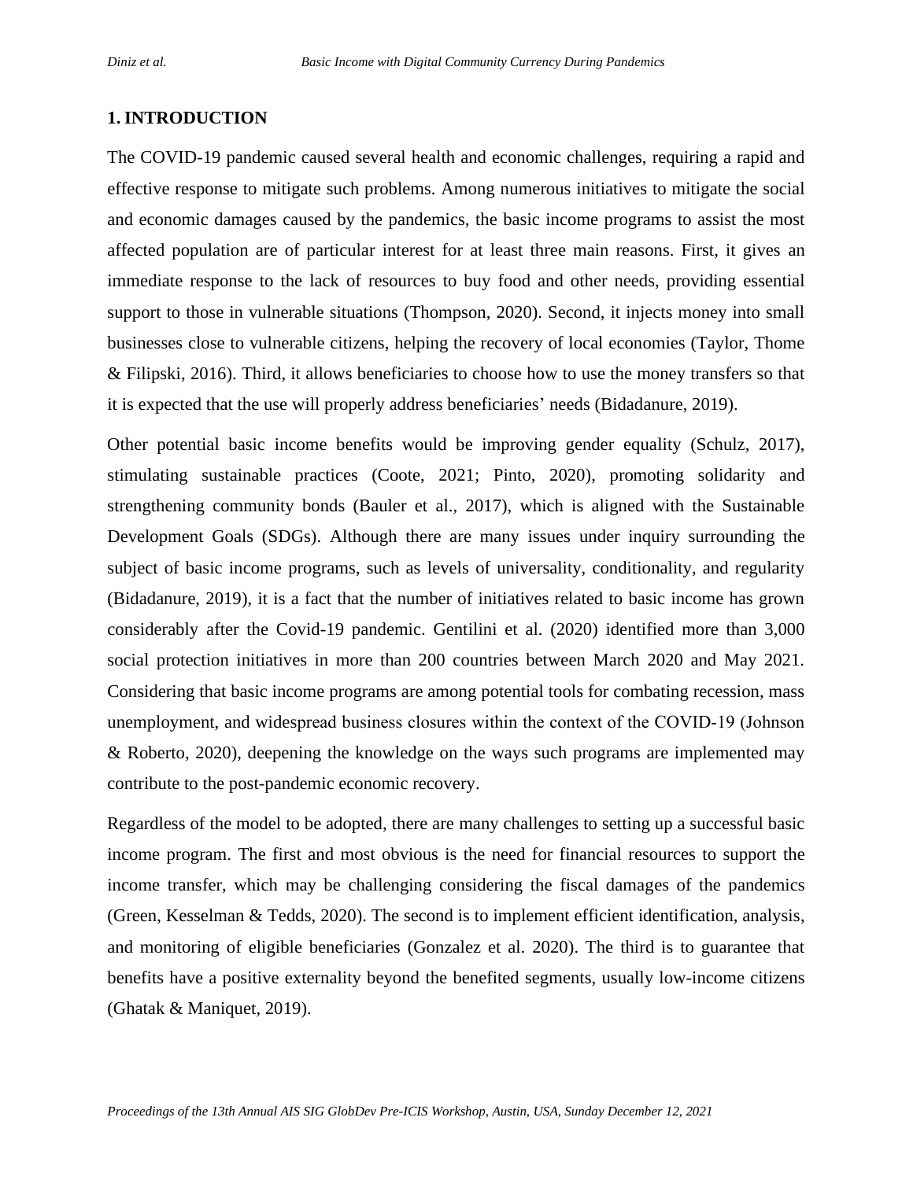## 1. INTRODUCTION

The COVID-19 pandemic caused several health and economic challenges, requiring a rapid and effective response to mitigate such problems. Among numerous initiatives to mitigate the social and economic damages caused by the pandemics, the basic income programs to assist the most affected population are of particular interest for at least three main reasons. First, it gives an immediate response to the lack of resources to buy food and other needs, providing essential support to those in vulnerable situations (Thompson, 2020). Second, it injects money into small businesses close to vulnerable citizens, helping the recovery of local economies (Taylor, Thome & Filipski, 2016). Third, it allows beneficiaries to choose how to use the money transfers so that it is expected that the use will properly address beneficiaries' needs (Bidadanure, 2019).

Other potential basic income benefits would be improving gender equality (Schulz, 2017), stimulating sustainable practices (Coote, 2021; Pinto, 2020), promoting solidarity and strengthening community bonds (Bauler et al., 2017), which is aligned with the Sustainable Development Goals (SDGs). Although there are many issues under inquiry surrounding the subject of basic income programs, such as levels of universality, conditionality, and regularity (Bidadanure, 2019), it is a fact that the number of initiatives related to basic income has grown considerably after the Covid-19 pandemic. Gentilini et al. (2020) identified more than 3,000 social protection initiatives in more than 200 countries between March 2020 and May 2021. Considering that basic income programs are among potential tools for combating recession, mass unemployment, and widespread business closures within the context of the COVID-19 (Johnson & Roberto, 2020), deepening the knowledge on the ways such programs are implemented may contribute to the post-pandemic economic recovery.

Regardless of the model to be adopted, there are many challenges to setting up a successful basic income program. The first and most obvious is the need for financial resources to support the income transfer, which may be challenging considering the fiscal damages of the pandemics (Green, Kesselman & Tedds, 2020). The second is to implement efficient identification, analysis, and monitoring of eligible beneficiaries (Gonzalez et al. 2020). The third is to guarantee that benefits have a positive externality beyond the benefited segments, usually low-income citizens (Ghatak & Maniquet, 2019).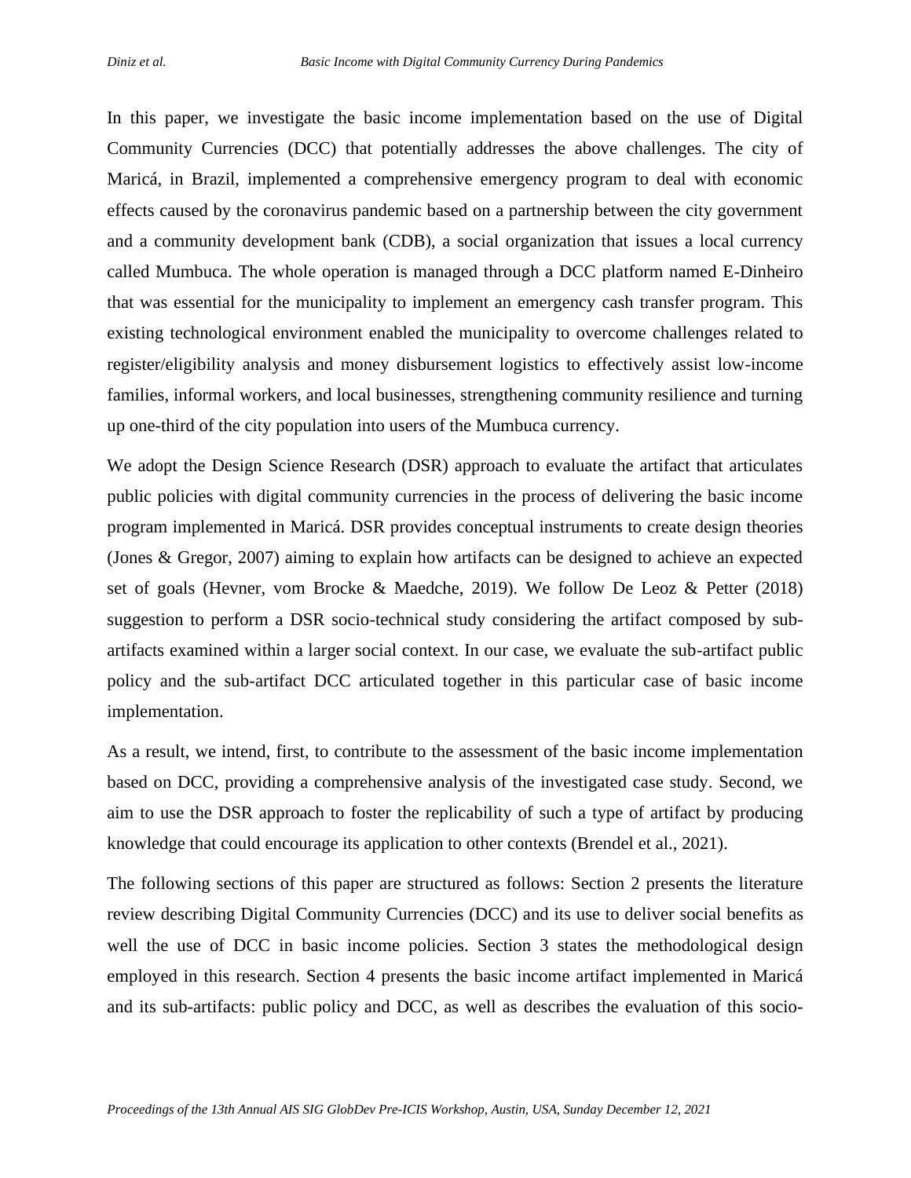In this paper, we investigate the basic income implementation based on the use of Digital Community Currencies (DCC) that potentially addresses the above challenges. The city of Maricá, in Brazil, implemented a comprehensive emergency program to deal with economic effects caused by the coronavirus pandemic based on a partnership between the city government and a community development bank (CDB), a social organization that issues a local currency called Mumbuca. The whole operation is managed through a DCC platform named E-Dinheiro that was essential for the municipality to implement an emergency cash transfer program. This existing technological environment enabled the municipality to overcome challenges related to register/eligibility analysis and money disbursement logistics to effectively assist low-income families, informal workers, and local businesses, strengthening community resilience and turning up one-third of the city population into users of the Mumbuca currency.

We adopt the Design Science Research (DSR) approach to evaluate the artifact that articulates public policies with digital community currencies in the process of delivering the basic income program implemented in Maricá. DSR provides conceptual instruments to create design theories (Jones & Gregor, 2007) aiming to explain how artifacts can be designed to achieve an expected set of goals (Hevner, vom Brocke & Maedche, 2019). We follow De Leoz & Petter (2018) suggestion to perform a DSR socio-technical study considering the artifact composed by sub-artifacts examined within a larger social context. In our case, we evaluate the sub-artifact public policy and the sub-artifact DCC articulated together in this particular case of basic income implementation.

As a result, we intend, first, to contribute to the assessment of the basic income implementation based on DCC, providing a comprehensive analysis of the investigated case study. Second, we aim to use the DSR approach to foster the replicability of such a type of artifact by producing knowledge that could encourage its application to other contexts (Brendel et al., 2021).

The following sections of this paper are structured as follows: Section 2 presents the literature review describing Digital Community Currencies (DCC) and its use to deliver social benefits as well the use of DCC in basic income policies. Section 3 states the methodological design employed in this research. Section 4 presents the basic income artifact implemented in Maricá and its sub-artifacts: public policy and DCC, as well as describes the evaluation of this socio-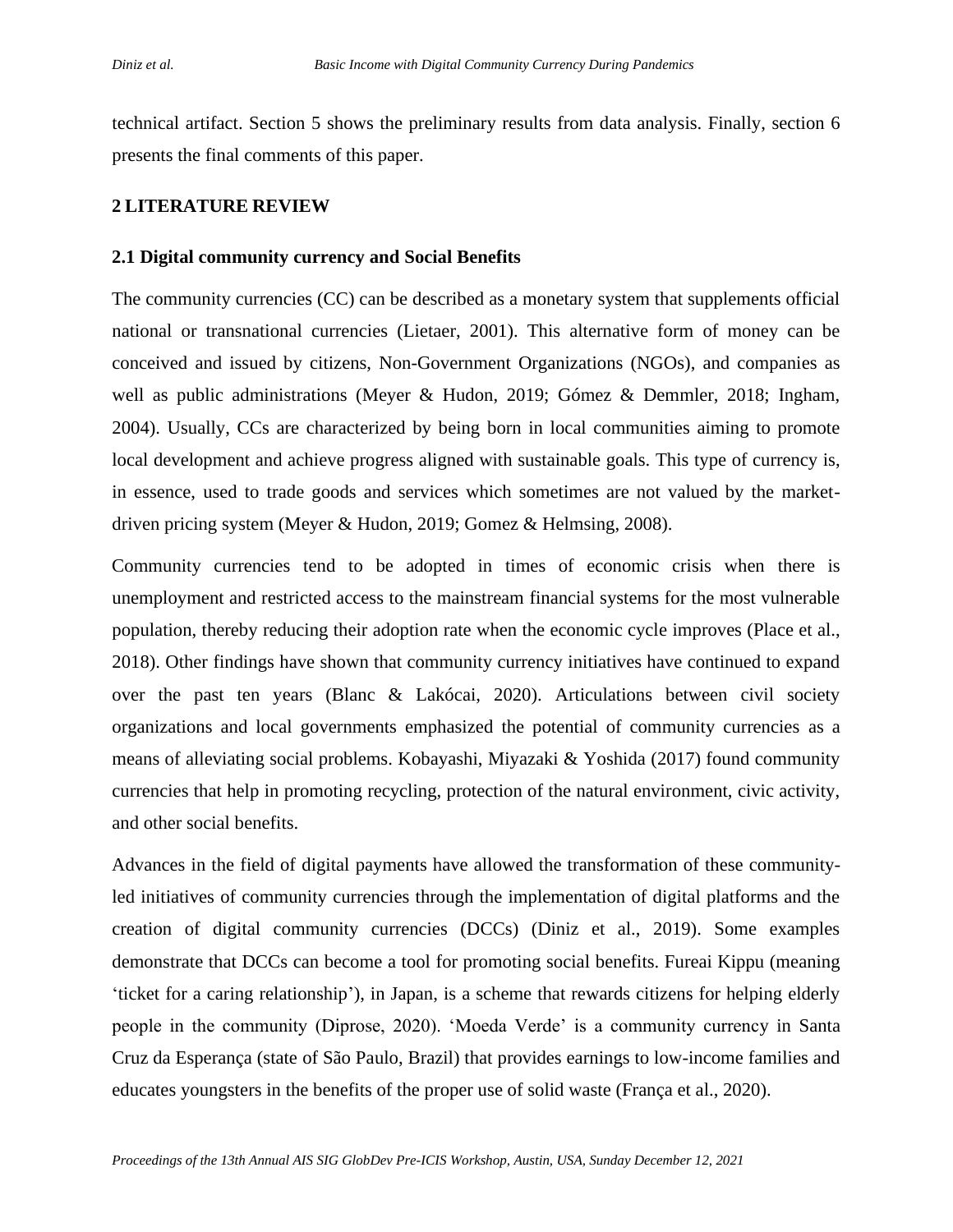technical artifact. Section 5 shows the preliminary results from data analysis. Finally, section 6 presents the final comments of this paper.

## 2 LITERATURE REVIEW

### 2.1 Digital community currency and Social Benefits

The community currencies (CC) can be described as a monetary system that supplements official national or transnational currencies (Lietaer, 2001). This alternative form of money can be conceived and issued by citizens, Non-Government Organizations (NGOs), and companies as well as public administrations (Meyer & Hudon, 2019; Gómez & Demmler, 2018; Ingham, 2004). Usually, CCs are characterized by being born in local communities aiming to promote local development and achieve progress aligned with sustainable goals. This type of currency is, in essence, used to trade goods and services which sometimes are not valued by the market-driven pricing system (Meyer & Hudon, 2019; Gomez & Helmsing, 2008).

Community currencies tend to be adopted in times of economic crisis when there is unemployment and restricted access to the mainstream financial systems for the most vulnerable population, thereby reducing their adoption rate when the economic cycle improves (Place et al., 2018). Other findings have shown that community currency initiatives have continued to expand over the past ten years (Blanc & Lakócai, 2020). Articulations between civil society organizations and local governments emphasized the potential of community currencies as a means of alleviating social problems. Kobayashi, Miyazaki & Yoshida (2017) found community currencies that help in promoting recycling, protection of the natural environment, civic activity, and other social benefits.

Advances in the field of digital payments have allowed the transformation of these community-led initiatives of community currencies through the implementation of digital platforms and the creation of digital community currencies (DCCs) (Diniz et al., 2019). Some examples demonstrate that DCCs can become a tool for promoting social benefits. Fureai Kippu (meaning 'ticket for a caring relationship'), in Japan, is a scheme that rewards citizens for helping elderly people in the community (Diprose, 2020). 'Moeda Verde' is a community currency in Santa Cruz da Esperança (state of São Paulo, Brazil) that provides earnings to low-income families and educates youngsters in the benefits of the proper use of solid waste (França et al., 2020).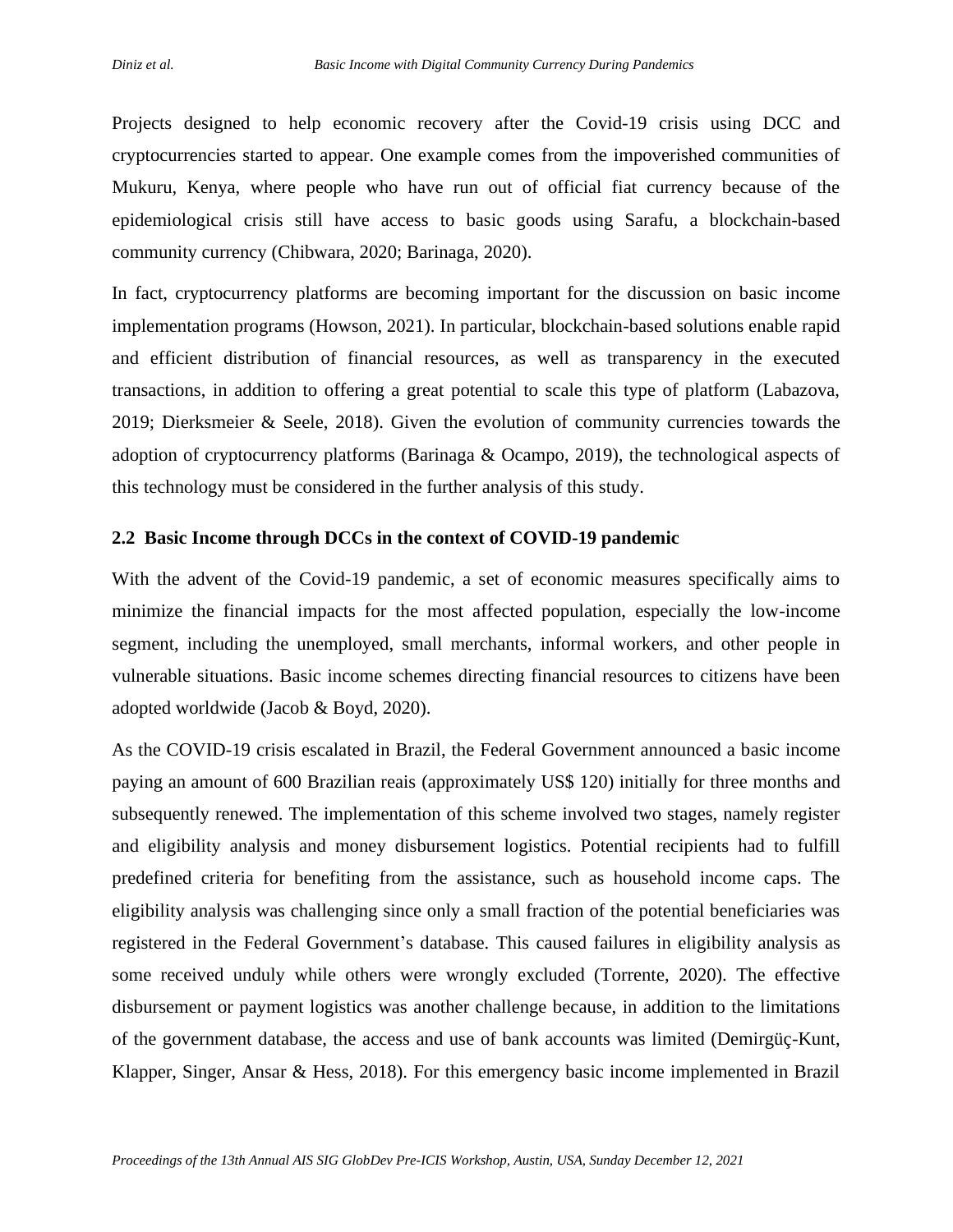Projects designed to help economic recovery after the Covid-19 crisis using DCC and cryptocurrencies started to appear. One example comes from the impoverished communities of Mukuru, Kenya, where people who have run out of official fiat currency because of the epidemiological crisis still have access to basic goods using Sarafu, a blockchain-based community currency (Chibwara, 2020; Barinaga, 2020).

In fact, cryptocurrency platforms are becoming important for the discussion on basic income implementation programs (Howson, 2021). In particular, blockchain-based solutions enable rapid and efficient distribution of financial resources, as well as transparency in the executed transactions, in addition to offering a great potential to scale this type of platform (Labazova, 2019; Dierksmeier & Seele, 2018). Given the evolution of community currencies towards the adoption of cryptocurrency platforms (Barinaga & Ocampo, 2019), the technological aspects of this technology must be considered in the further analysis of this study.

## 2.2 Basic Income through DCCs in the context of COVID-19 pandemic

With the advent of the Covid-19 pandemic, a set of economic measures specifically aims to minimize the financial impacts for the most affected population, especially the low-income segment, including the unemployed, small merchants, informal workers, and other people in vulnerable situations. Basic income schemes directing financial resources to citizens have been adopted worldwide (Jacob & Boyd, 2020).

As the COVID-19 crisis escalated in Brazil, the Federal Government announced a basic income paying an amount of 600 Brazilian reais (approximately US$ 120) initially for three months and subsequently renewed. The implementation of this scheme involved two stages, namely register and eligibility analysis and money disbursement logistics. Potential recipients had to fulfill predefined criteria for benefiting from the assistance, such as household income caps. The eligibility analysis was challenging since only a small fraction of the potential beneficiaries was registered in the Federal Government's database. This caused failures in eligibility analysis as some received unduly while others were wrongly excluded (Torrente, 2020). The effective disbursement or payment logistics was another challenge because, in addition to the limitations of the government database, the access and use of bank accounts was limited (Demirgüç-Kunt, Klapper, Singer, Ansar & Hess, 2018). For this emergency basic income implemented in Brazil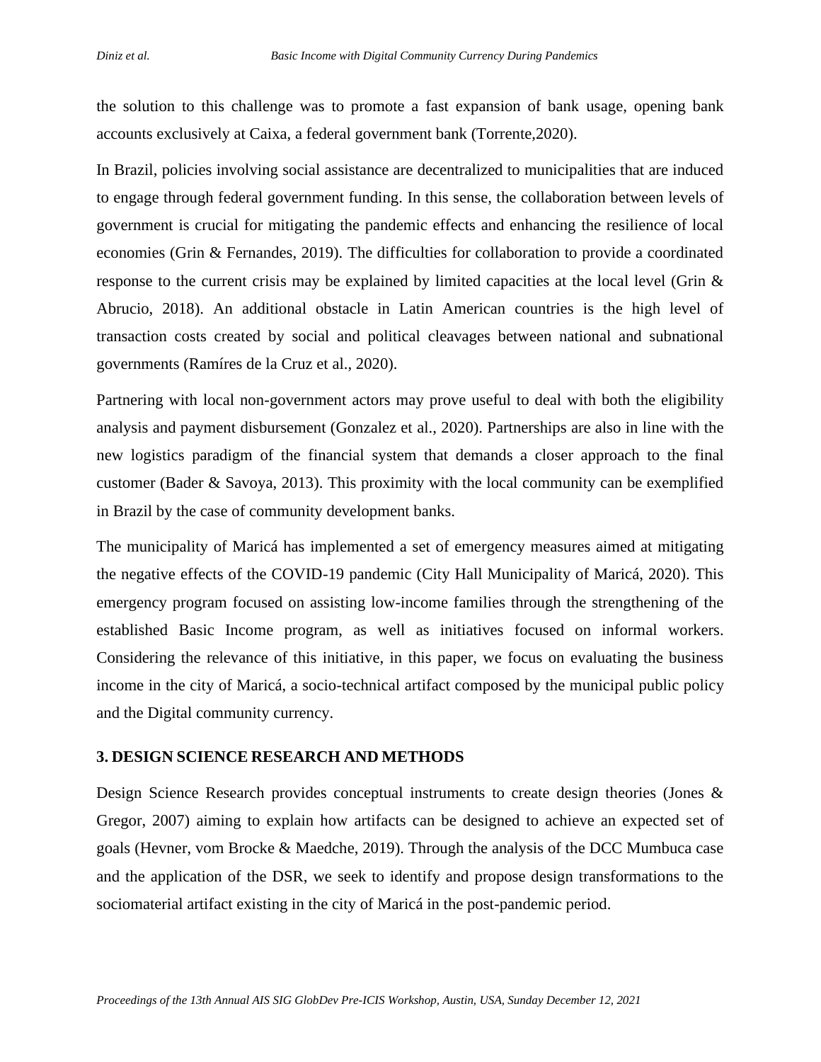the solution to this challenge was to promote a fast expansion of bank usage, opening bank accounts exclusively at Caixa, a federal government bank (Torrente,2020).

In Brazil, policies involving social assistance are decentralized to municipalities that are induced to engage through federal government funding. In this sense, the collaboration between levels of government is crucial for mitigating the pandemic effects and enhancing the resilience of local economies (Grin & Fernandes, 2019). The difficulties for collaboration to provide a coordinated response to the current crisis may be explained by limited capacities at the local level (Grin & Abrucio, 2018). An additional obstacle in Latin American countries is the high level of transaction costs created by social and political cleavages between national and subnational governments (Ramíres de la Cruz et al., 2020).

Partnering with local non-government actors may prove useful to deal with both the eligibility analysis and payment disbursement (Gonzalez et al., 2020). Partnerships are also in line with the new logistics paradigm of the financial system that demands a closer approach to the final customer (Bader & Savoya, 2013). This proximity with the local community can be exemplified in Brazil by the case of community development banks.

The municipality of Maricá has implemented a set of emergency measures aimed at mitigating the negative effects of the COVID-19 pandemic (City Hall Municipality of Maricá, 2020). This emergency program focused on assisting low-income families through the strengthening of the established Basic Income program, as well as initiatives focused on informal workers. Considering the relevance of this initiative, in this paper, we focus on evaluating the business income in the city of Maricá, a socio-technical artifact composed by the municipal public policy and the Digital community currency.

## 3. DESIGN SCIENCE RESEARCH AND METHODS

Design Science Research provides conceptual instruments to create design theories (Jones & Gregor, 2007) aiming to explain how artifacts can be designed to achieve an expected set of goals (Hevner, vom Brocke & Maedche, 2019). Through the analysis of the DCC Mumbuca case and the application of the DSR, we seek to identify and propose design transformations to the sociomaterial artifact existing in the city of Maricá in the post-pandemic period.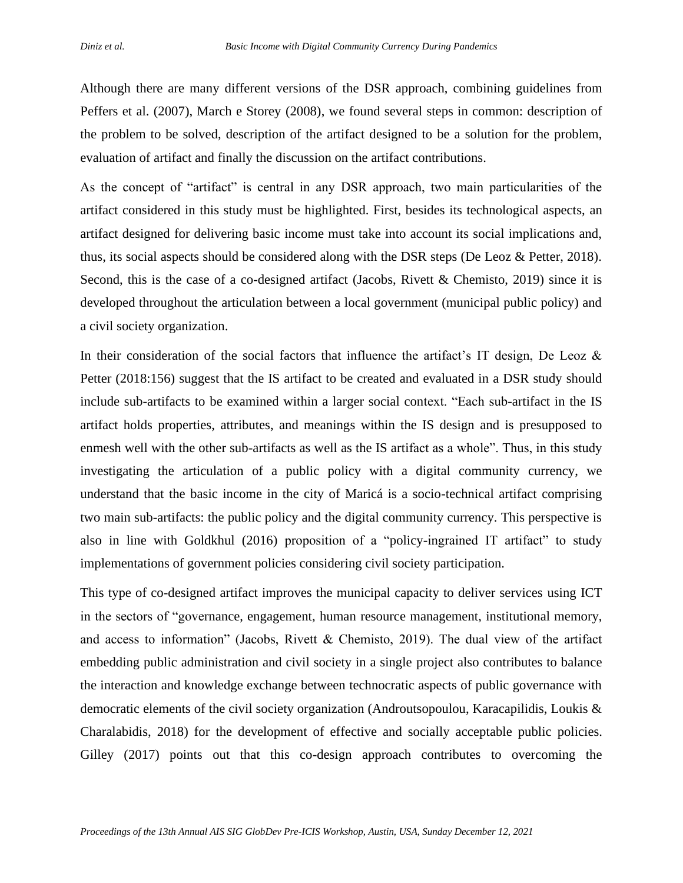Although there are many different versions of the DSR approach, combining guidelines from Peffers et al. (2007), March e Storey (2008), we found several steps in common: description of the problem to be solved, description of the artifact designed to be a solution for the problem, evaluation of artifact and finally the discussion on the artifact contributions.

As the concept of "artifact" is central in any DSR approach, two main particularities of the artifact considered in this study must be highlighted. First, besides its technological aspects, an artifact designed for delivering basic income must take into account its social implications and, thus, its social aspects should be considered along with the DSR steps (De Leoz & Petter, 2018). Second, this is the case of a co-designed artifact (Jacobs, Rivett & Chemisto, 2019) since it is developed throughout the articulation between a local government (municipal public policy) and a civil society organization.

In their consideration of the social factors that influence the artifact's IT design, De Leoz & Petter (2018:156) suggest that the IS artifact to be created and evaluated in a DSR study should include sub-artifacts to be examined within a larger social context. "Each sub-artifact in the IS artifact holds properties, attributes, and meanings within the IS design and is presupposed to enmesh well with the other sub-artifacts as well as the IS artifact as a whole". Thus, in this study investigating the articulation of a public policy with a digital community currency, we understand that the basic income in the city of Maricá is a socio-technical artifact comprising two main sub-artifacts: the public policy and the digital community currency. This perspective is also in line with Goldkhul (2016) proposition of a "policy-ingrained IT artifact" to study implementations of government policies considering civil society participation.

This type of co-designed artifact improves the municipal capacity to deliver services using ICT in the sectors of "governance, engagement, human resource management, institutional memory, and access to information" (Jacobs, Rivett & Chemisto, 2019). The dual view of the artifact embedding public administration and civil society in a single project also contributes to balance the interaction and knowledge exchange between technocratic aspects of public governance with democratic elements of the civil society organization (Androutsopoulou, Karacapilidis, Loukis & Charalabidis, 2018) for the development of effective and socially acceptable public policies. Gilley (2017) points out that this co-design approach contributes to overcoming the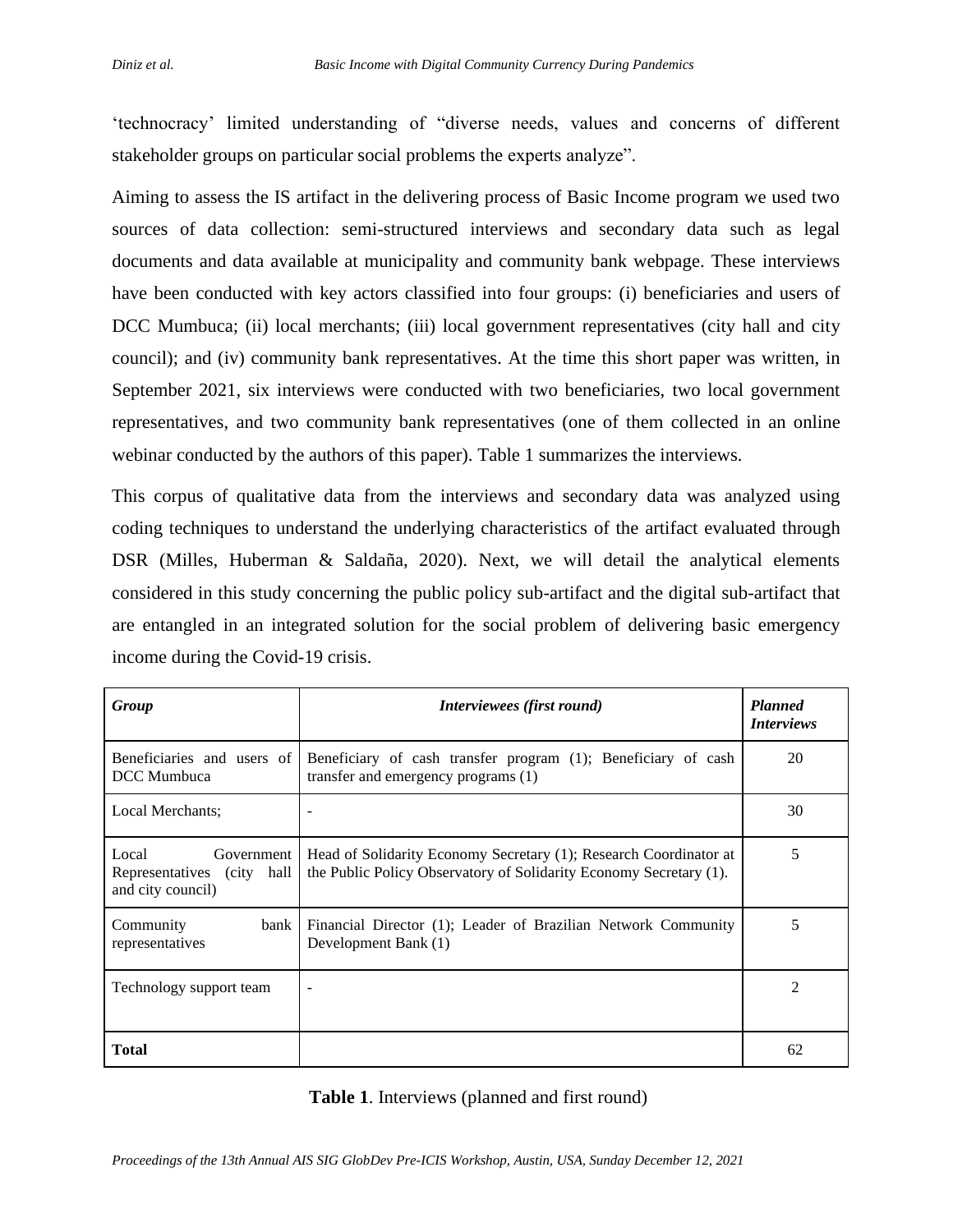'technocracy' limited understanding of "diverse needs, values and concerns of different stakeholder groups on particular social problems the experts analyze".

Aiming to assess the IS artifact in the delivering process of Basic Income program we used two sources of data collection: semi-structured interviews and secondary data such as legal documents and data available at municipality and community bank webpage. These interviews have been conducted with key actors classified into four groups: (i) beneficiaries and users of DCC Mumbuca; (ii) local merchants; (iii) local government representatives (city hall and city council); and (iv) community bank representatives. At the time this short paper was written, in September 2021, six interviews were conducted with two beneficiaries, two local government representatives, and two community bank representatives (one of them collected in an online webinar conducted by the authors of this paper). Table 1 summarizes the interviews.

This corpus of qualitative data from the interviews and secondary data was analyzed using coding techniques to understand the underlying characteristics of the artifact evaluated through DSR (Milles, Huberman & Saldaña, 2020). Next, we will detail the analytical elements considered in this study concerning the public policy sub-artifact and the digital sub-artifact that are entangled in an integrated solution for the social problem of delivering basic emergency income during the Covid-19 crisis.

| *Group* | *Interviewees (first round)* | *Planned Interviews* |
|---|---|---|
| Beneficiaries and users of DCC Mumbuca | Beneficiary of cash transfer program (1); Beneficiary of cash transfer and emergency programs (1) | 20 |
| Local Merchants; | - | 30 |
| Local Government Representatives (city hall and city council) | Head of Solidarity Economy Secretary (1); Research Coordinator at the Public Policy Observatory of Solidarity Economy Secretary (1). | 5 |
| Community bank representatives | Financial Director (1); Leader of Brazilian Network Community Development Bank (1) | 5 |
| Technology support team | - | 2 |
| **Total** | | 62 |

**Table 1**. Interviews (planned and first round)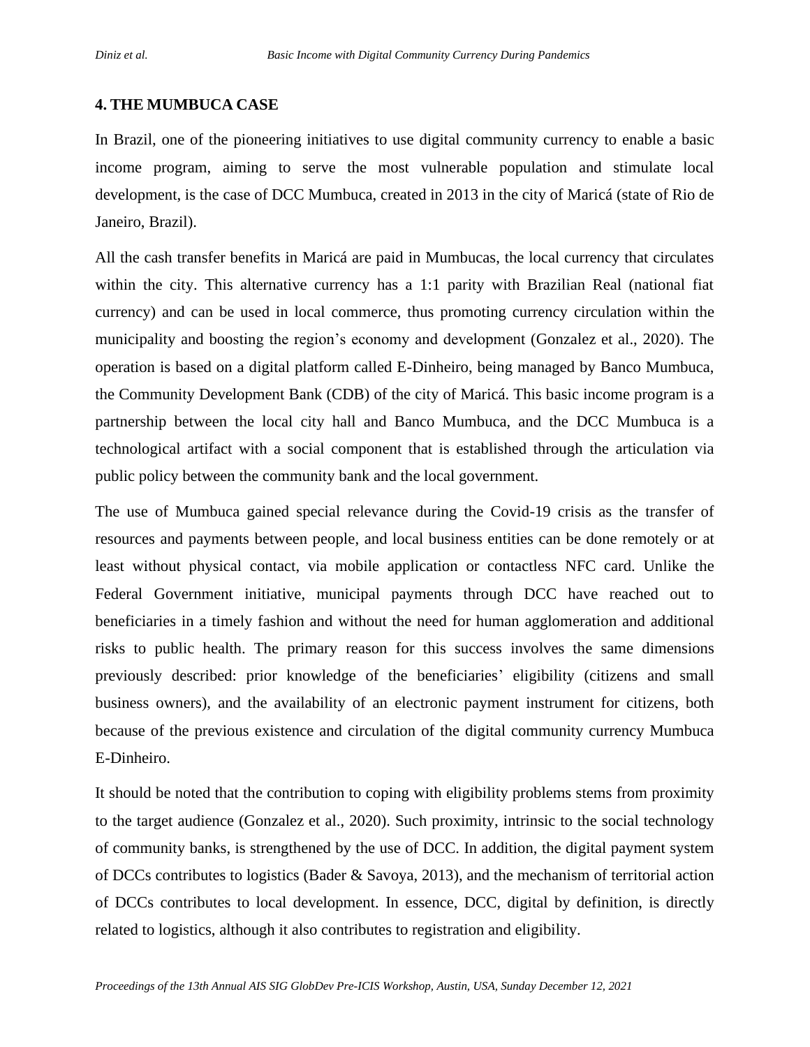## 4. THE MUMBUCA CASE

In Brazil, one of the pioneering initiatives to use digital community currency to enable a basic income program, aiming to serve the most vulnerable population and stimulate local development, is the case of DCC Mumbuca, created in 2013 in the city of Maricá (state of Rio de Janeiro, Brazil).

All the cash transfer benefits in Maricá are paid in Mumbucas, the local currency that circulates within the city. This alternative currency has a 1:1 parity with Brazilian Real (national fiat currency) and can be used in local commerce, thus promoting currency circulation within the municipality and boosting the region's economy and development (Gonzalez et al., 2020). The operation is based on a digital platform called E-Dinheiro, being managed by Banco Mumbuca, the Community Development Bank (CDB) of the city of Maricá. This basic income program is a partnership between the local city hall and Banco Mumbuca, and the DCC Mumbuca is a technological artifact with a social component that is established through the articulation via public policy between the community bank and the local government.

The use of Mumbuca gained special relevance during the Covid-19 crisis as the transfer of resources and payments between people, and local business entities can be done remotely or at least without physical contact, via mobile application or contactless NFC card. Unlike the Federal Government initiative, municipal payments through DCC have reached out to beneficiaries in a timely fashion and without the need for human agglomeration and additional risks to public health. The primary reason for this success involves the same dimensions previously described: prior knowledge of the beneficiaries' eligibility (citizens and small business owners), and the availability of an electronic payment instrument for citizens, both because of the previous existence and circulation of the digital community currency Mumbuca E-Dinheiro.

It should be noted that the contribution to coping with eligibility problems stems from proximity to the target audience (Gonzalez et al., 2020). Such proximity, intrinsic to the social technology of community banks, is strengthened by the use of DCC. In addition, the digital payment system of DCCs contributes to logistics (Bader & Savoya, 2013), and the mechanism of territorial action of DCCs contributes to local development. In essence, DCC, digital by definition, is directly related to logistics, although it also contributes to registration and eligibility.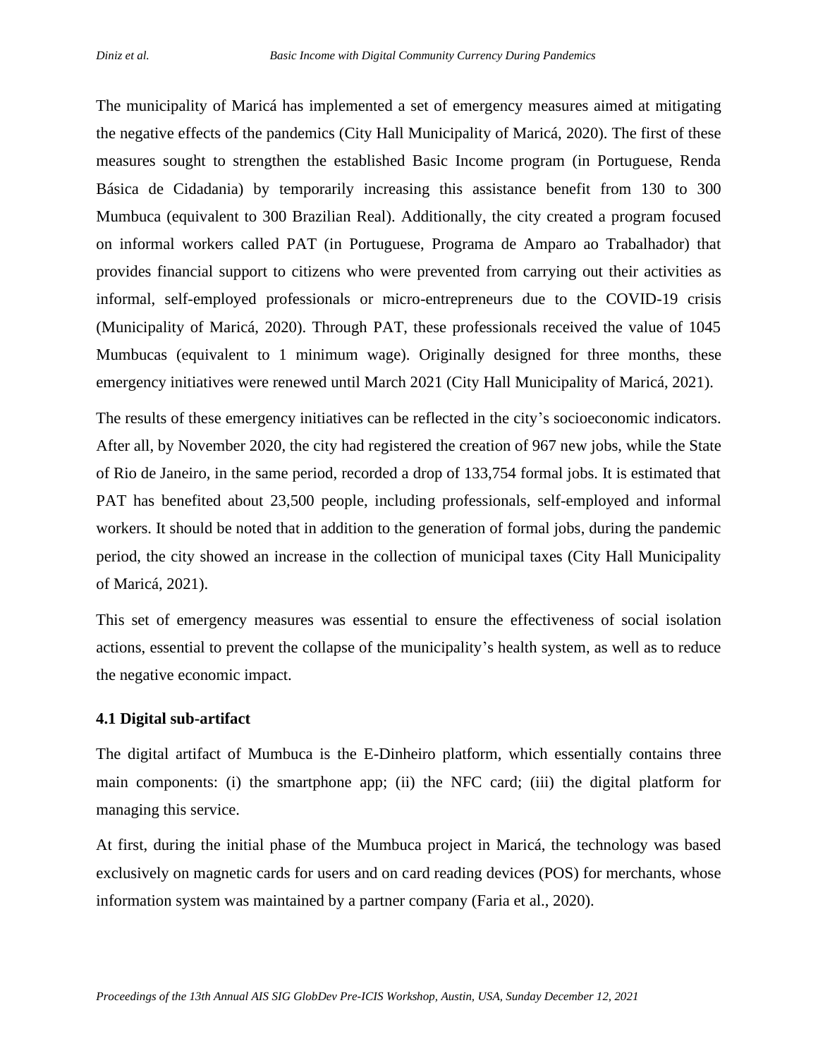The municipality of Maricá has implemented a set of emergency measures aimed at mitigating the negative effects of the pandemics (City Hall Municipality of Maricá, 2020). The first of these measures sought to strengthen the established Basic Income program (in Portuguese, Renda Básica de Cidadania) by temporarily increasing this assistance benefit from 130 to 300 Mumbuca (equivalent to 300 Brazilian Real). Additionally, the city created a program focused on informal workers called PAT (in Portuguese, Programa de Amparo ao Trabalhador) that provides financial support to citizens who were prevented from carrying out their activities as informal, self-employed professionals or micro-entrepreneurs due to the COVID-19 crisis (Municipality of Maricá, 2020). Through PAT, these professionals received the value of 1045 Mumbucas (equivalent to 1 minimum wage). Originally designed for three months, these emergency initiatives were renewed until March 2021 (City Hall Municipality of Maricá, 2021).

The results of these emergency initiatives can be reflected in the city's socioeconomic indicators. After all, by November 2020, the city had registered the creation of 967 new jobs, while the State of Rio de Janeiro, in the same period, recorded a drop of 133,754 formal jobs. It is estimated that PAT has benefited about 23,500 people, including professionals, self-employed and informal workers. It should be noted that in addition to the generation of formal jobs, during the pandemic period, the city showed an increase in the collection of municipal taxes (City Hall Municipality of Maricá, 2021).

This set of emergency measures was essential to ensure the effectiveness of social isolation actions, essential to prevent the collapse of the municipality's health system, as well as to reduce the negative economic impact.

### 4.1 Digital sub-artifact

The digital artifact of Mumbuca is the E-Dinheiro platform, which essentially contains three main components: (i) the smartphone app; (ii) the NFC card; (iii) the digital platform for managing this service.

At first, during the initial phase of the Mumbuca project in Maricá, the technology was based exclusively on magnetic cards for users and on card reading devices (POS) for merchants, whose information system was maintained by a partner company (Faria et al., 2020).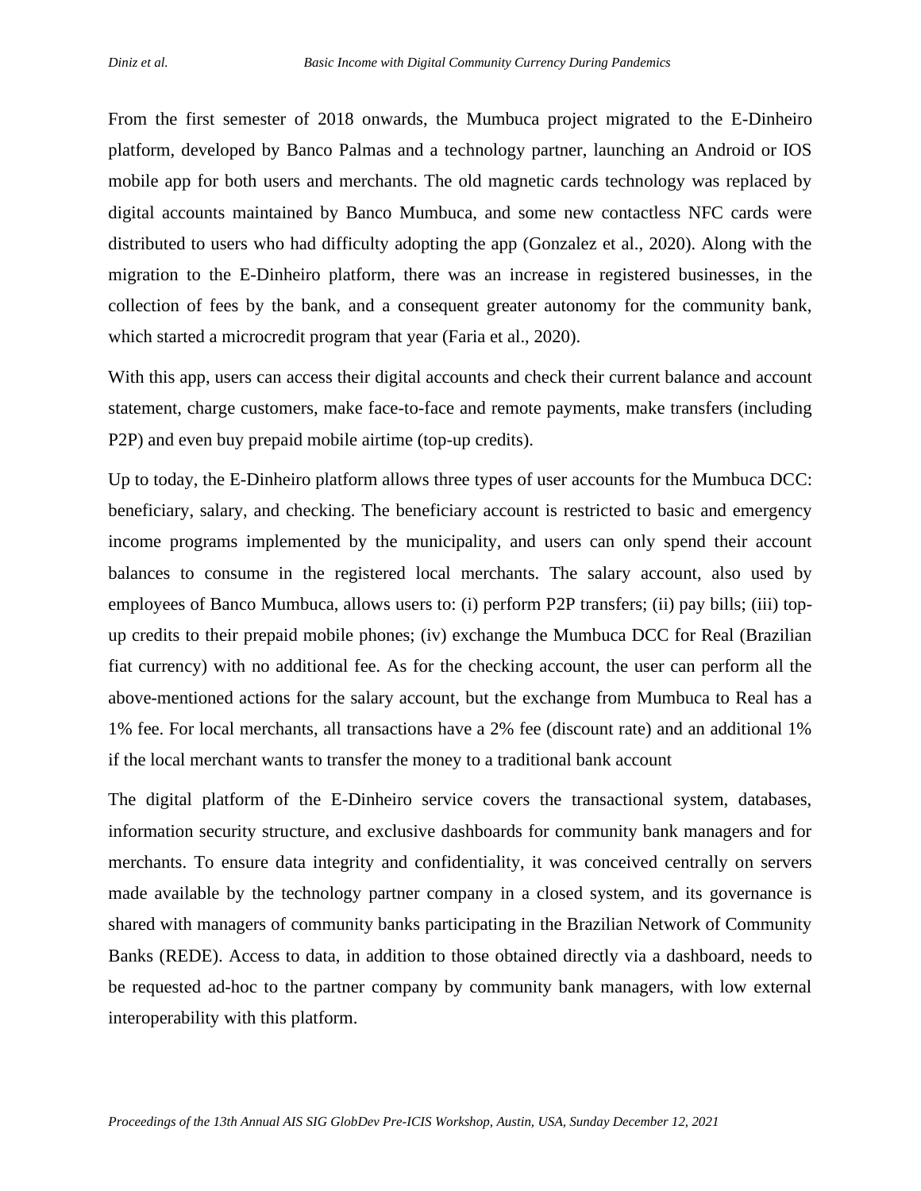From the first semester of 2018 onwards, the Mumbuca project migrated to the E-Dinheiro platform, developed by Banco Palmas and a technology partner, launching an Android or IOS mobile app for both users and merchants. The old magnetic cards technology was replaced by digital accounts maintained by Banco Mumbuca, and some new contactless NFC cards were distributed to users who had difficulty adopting the app (Gonzalez et al., 2020). Along with the migration to the E-Dinheiro platform, there was an increase in registered businesses, in the collection of fees by the bank, and a consequent greater autonomy for the community bank, which started a microcredit program that year (Faria et al., 2020).

With this app, users can access their digital accounts and check their current balance and account statement, charge customers, make face-to-face and remote payments, make transfers (including P2P) and even buy prepaid mobile airtime (top-up credits).

Up to today, the E-Dinheiro platform allows three types of user accounts for the Mumbuca DCC: beneficiary, salary, and checking. The beneficiary account is restricted to basic and emergency income programs implemented by the municipality, and users can only spend their account balances to consume in the registered local merchants. The salary account, also used by employees of Banco Mumbuca, allows users to: (i) perform P2P transfers; (ii) pay bills; (iii) top-up credits to their prepaid mobile phones; (iv) exchange the Mumbuca DCC for Real (Brazilian fiat currency) with no additional fee. As for the checking account, the user can perform all the above-mentioned actions for the salary account, but the exchange from Mumbuca to Real has a 1% fee. For local merchants, all transactions have a 2% fee (discount rate) and an additional 1% if the local merchant wants to transfer the money to a traditional bank account

The digital platform of the E-Dinheiro service covers the transactional system, databases, information security structure, and exclusive dashboards for community bank managers and for merchants. To ensure data integrity and confidentiality, it was conceived centrally on servers made available by the technology partner company in a closed system, and its governance is shared with managers of community banks participating in the Brazilian Network of Community Banks (REDE). Access to data, in addition to those obtained directly via a dashboard, needs to be requested ad-hoc to the partner company by community bank managers, with low external interoperability with this platform.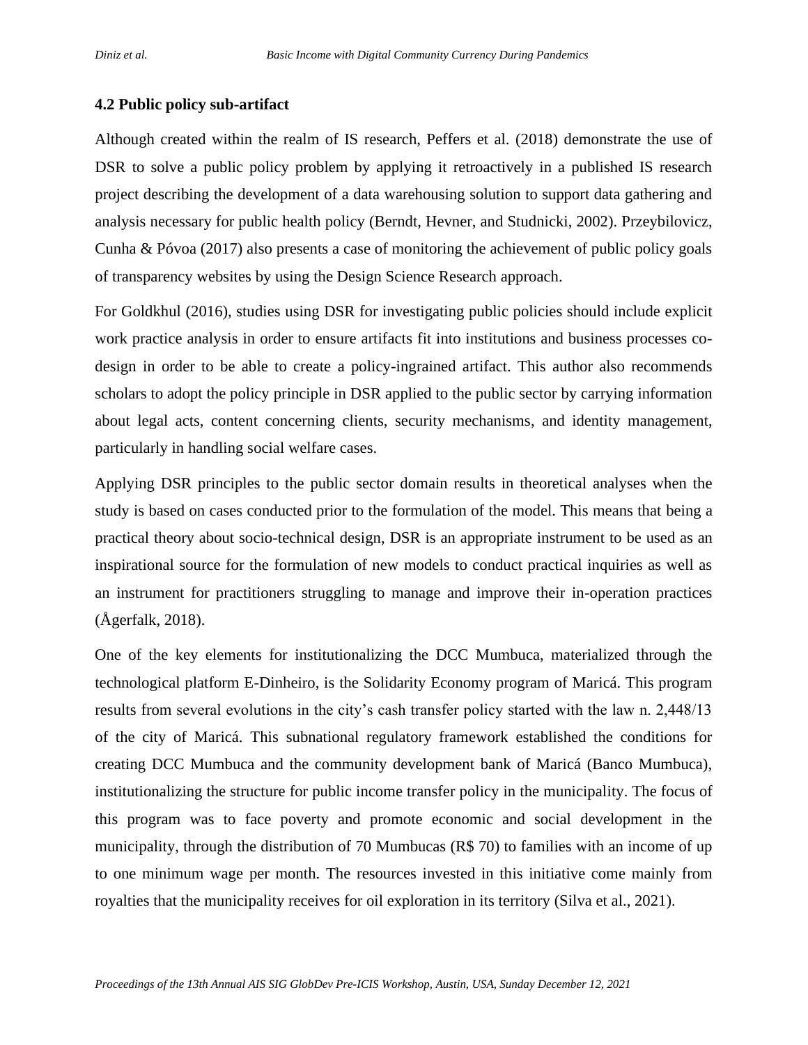### 4.2 Public policy sub-artifact

Although created within the realm of IS research, Peffers et al. (2018) demonstrate the use of DSR to solve a public policy problem by applying it retroactively in a published IS research project describing the development of a data warehousing solution to support data gathering and analysis necessary for public health policy (Berndt, Hevner, and Studnicki, 2002). Przeybilovicz, Cunha & Póvoa (2017) also presents a case of monitoring the achievement of public policy goals of transparency websites by using the Design Science Research approach.

For Goldkhul (2016), studies using DSR for investigating public policies should include explicit work practice analysis in order to ensure artifacts fit into institutions and business processes co-design in order to be able to create a policy-ingrained artifact. This author also recommends scholars to adopt the policy principle in DSR applied to the public sector by carrying information about legal acts, content concerning clients, security mechanisms, and identity management, particularly in handling social welfare cases.

Applying DSR principles to the public sector domain results in theoretical analyses when the study is based on cases conducted prior to the formulation of the model. This means that being a practical theory about socio-technical design, DSR is an appropriate instrument to be used as an inspirational source for the formulation of new models to conduct practical inquiries as well as an instrument for practitioners struggling to manage and improve their in-operation practices (Ågerfalk, 2018).

One of the key elements for institutionalizing the DCC Mumbuca, materialized through the technological platform E-Dinheiro, is the Solidarity Economy program of Maricá. This program results from several evolutions in the city's cash transfer policy started with the law n. 2,448/13 of the city of Maricá. This subnational regulatory framework established the conditions for creating DCC Mumbuca and the community development bank of Maricá (Banco Mumbuca), institutionalizing the structure for public income transfer policy in the municipality. The focus of this program was to face poverty and promote economic and social development in the municipality, through the distribution of 70 Mumbucas (R$ 70) to families with an income of up to one minimum wage per month. The resources invested in this initiative come mainly from royalties that the municipality receives for oil exploration in its territory (Silva et al., 2021).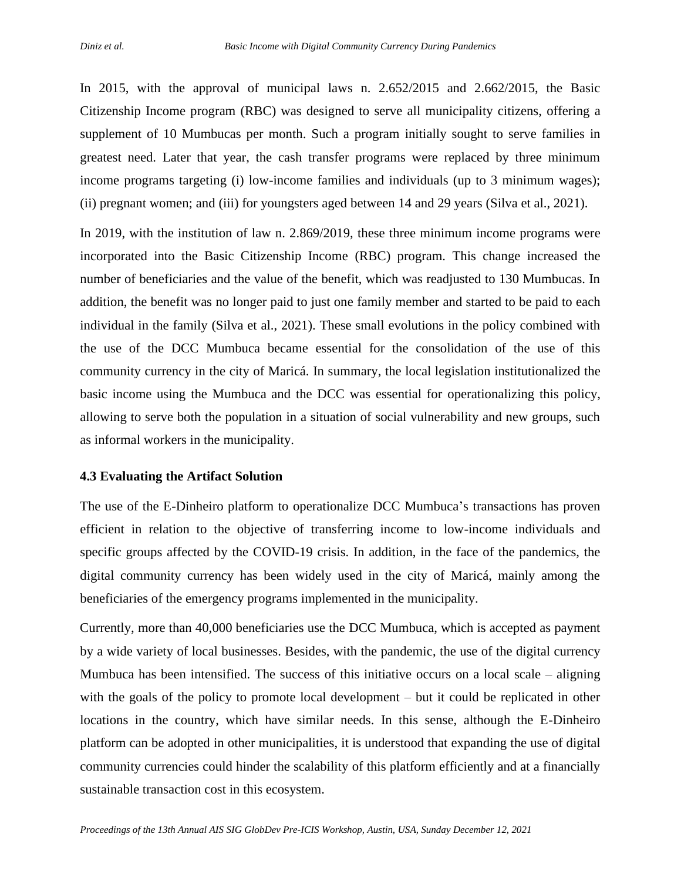In 2015, with the approval of municipal laws n. 2.652/2015 and 2.662/2015, the Basic Citizenship Income program (RBC) was designed to serve all municipality citizens, offering a supplement of 10 Mumbucas per month. Such a program initially sought to serve families in greatest need. Later that year, the cash transfer programs were replaced by three minimum income programs targeting (i) low-income families and individuals (up to 3 minimum wages); (ii) pregnant women; and (iii) for youngsters aged between 14 and 29 years (Silva et al., 2021).

In 2019, with the institution of law n. 2.869/2019, these three minimum income programs were incorporated into the Basic Citizenship Income (RBC) program. This change increased the number of beneficiaries and the value of the benefit, which was readjusted to 130 Mumbucas. In addition, the benefit was no longer paid to just one family member and started to be paid to each individual in the family (Silva et al., 2021). These small evolutions in the policy combined with the use of the DCC Mumbuca became essential for the consolidation of the use of this community currency in the city of Maricá. In summary, the local legislation institutionalized the basic income using the Mumbuca and the DCC was essential for operationalizing this policy, allowing to serve both the population in a situation of social vulnerability and new groups, such as informal workers in the municipality.

### 4.3 Evaluating the Artifact Solution

The use of the E-Dinheiro platform to operationalize DCC Mumbuca's transactions has proven efficient in relation to the objective of transferring income to low-income individuals and specific groups affected by the COVID-19 crisis. In addition, in the face of the pandemics, the digital community currency has been widely used in the city of Maricá, mainly among the beneficiaries of the emergency programs implemented in the municipality.

Currently, more than 40,000 beneficiaries use the DCC Mumbuca, which is accepted as payment by a wide variety of local businesses. Besides, with the pandemic, the use of the digital currency Mumbuca has been intensified. The success of this initiative occurs on a local scale – aligning with the goals of the policy to promote local development – but it could be replicated in other locations in the country, which have similar needs. In this sense, although the E-Dinheiro platform can be adopted in other municipalities, it is understood that expanding the use of digital community currencies could hinder the scalability of this platform efficiently and at a financially sustainable transaction cost in this ecosystem.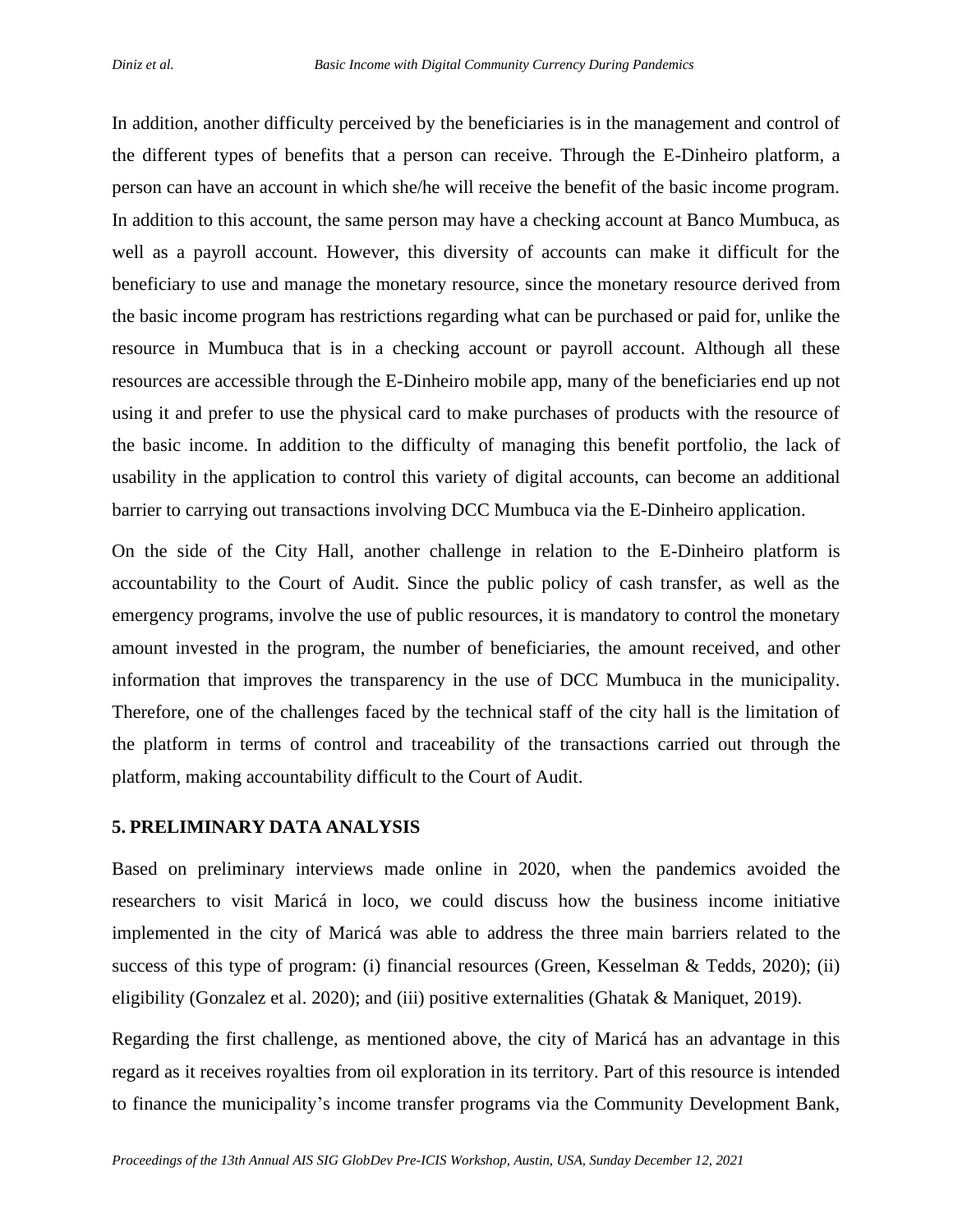In addition, another difficulty perceived by the beneficiaries is in the management and control of the different types of benefits that a person can receive. Through the E-Dinheiro platform, a person can have an account in which she/he will receive the benefit of the basic income program. In addition to this account, the same person may have a checking account at Banco Mumbuca, as well as a payroll account. However, this diversity of accounts can make it difficult for the beneficiary to use and manage the monetary resource, since the monetary resource derived from the basic income program has restrictions regarding what can be purchased or paid for, unlike the resource in Mumbuca that is in a checking account or payroll account. Although all these resources are accessible through the E-Dinheiro mobile app, many of the beneficiaries end up not using it and prefer to use the physical card to make purchases of products with the resource of the basic income. In addition to the difficulty of managing this benefit portfolio, the lack of usability in the application to control this variety of digital accounts, can become an additional barrier to carrying out transactions involving DCC Mumbuca via the E-Dinheiro application.

On the side of the City Hall, another challenge in relation to the E-Dinheiro platform is accountability to the Court of Audit. Since the public policy of cash transfer, as well as the emergency programs, involve the use of public resources, it is mandatory to control the monetary amount invested in the program, the number of beneficiaries, the amount received, and other information that improves the transparency in the use of DCC Mumbuca in the municipality. Therefore, one of the challenges faced by the technical staff of the city hall is the limitation of the platform in terms of control and traceability of the transactions carried out through the platform, making accountability difficult to the Court of Audit.

## 5. PRELIMINARY DATA ANALYSIS

Based on preliminary interviews made online in 2020, when the pandemics avoided the researchers to visit Maricá in loco, we could discuss how the business income initiative implemented in the city of Maricá was able to address the three main barriers related to the success of this type of program: (i) financial resources (Green, Kesselman & Tedds, 2020); (ii) eligibility (Gonzalez et al. 2020); and (iii) positive externalities (Ghatak & Maniquet, 2019).

Regarding the first challenge, as mentioned above, the city of Maricá has an advantage in this regard as it receives royalties from oil exploration in its territory. Part of this resource is intended to finance the municipality's income transfer programs via the Community Development Bank,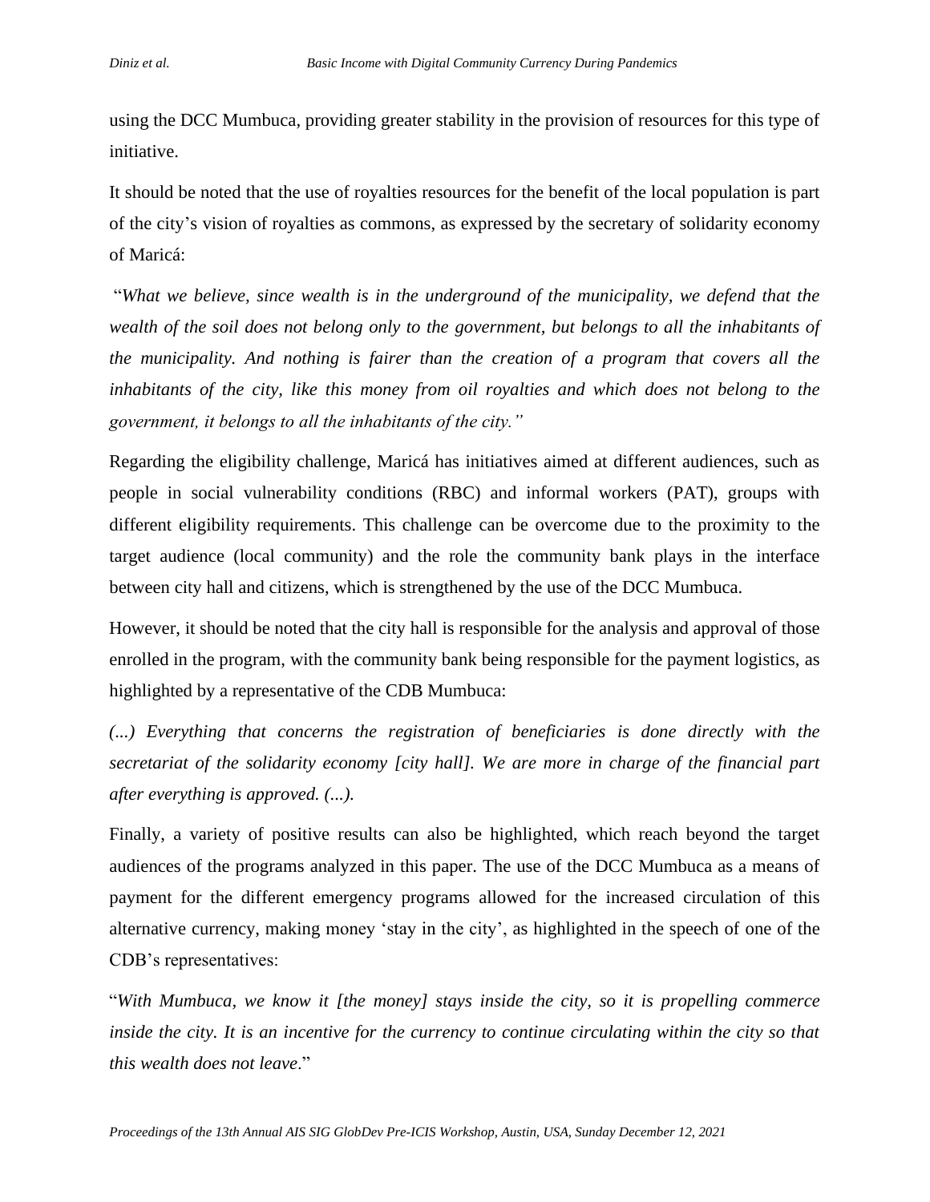using the DCC Mumbuca, providing greater stability in the provision of resources for this type of initiative.

It should be noted that the use of royalties resources for the benefit of the local population is part of the city's vision of royalties as commons, as expressed by the secretary of solidarity economy of Maricá:

"*What we believe, since wealth is in the underground of the municipality, we defend that the wealth of the soil does not belong only to the government, but belongs to all the inhabitants of the municipality. And nothing is fairer than the creation of a program that covers all the inhabitants of the city, like this money from oil royalties and which does not belong to the government, it belongs to all the inhabitants of the city.*"

Regarding the eligibility challenge, Maricá has initiatives aimed at different audiences, such as people in social vulnerability conditions (RBC) and informal workers (PAT), groups with different eligibility requirements. This challenge can be overcome due to the proximity to the target audience (local community) and the role the community bank plays in the interface between city hall and citizens, which is strengthened by the use of the DCC Mumbuca.

However, it should be noted that the city hall is responsible for the analysis and approval of those enrolled in the program, with the community bank being responsible for the payment logistics, as highlighted by a representative of the CDB Mumbuca:

*(...) Everything that concerns the registration of beneficiaries is done directly with the secretariat of the solidarity economy [city hall]. We are more in charge of the financial part after everything is approved. (...).*

Finally, a variety of positive results can also be highlighted, which reach beyond the target audiences of the programs analyzed in this paper. The use of the DCC Mumbuca as a means of payment for the different emergency programs allowed for the increased circulation of this alternative currency, making money 'stay in the city', as highlighted in the speech of one of the CDB's representatives:

"*With Mumbuca, we know it [the money] stays inside the city, so it is propelling commerce inside the city. It is an incentive for the currency to continue circulating within the city so that this wealth does not leave*."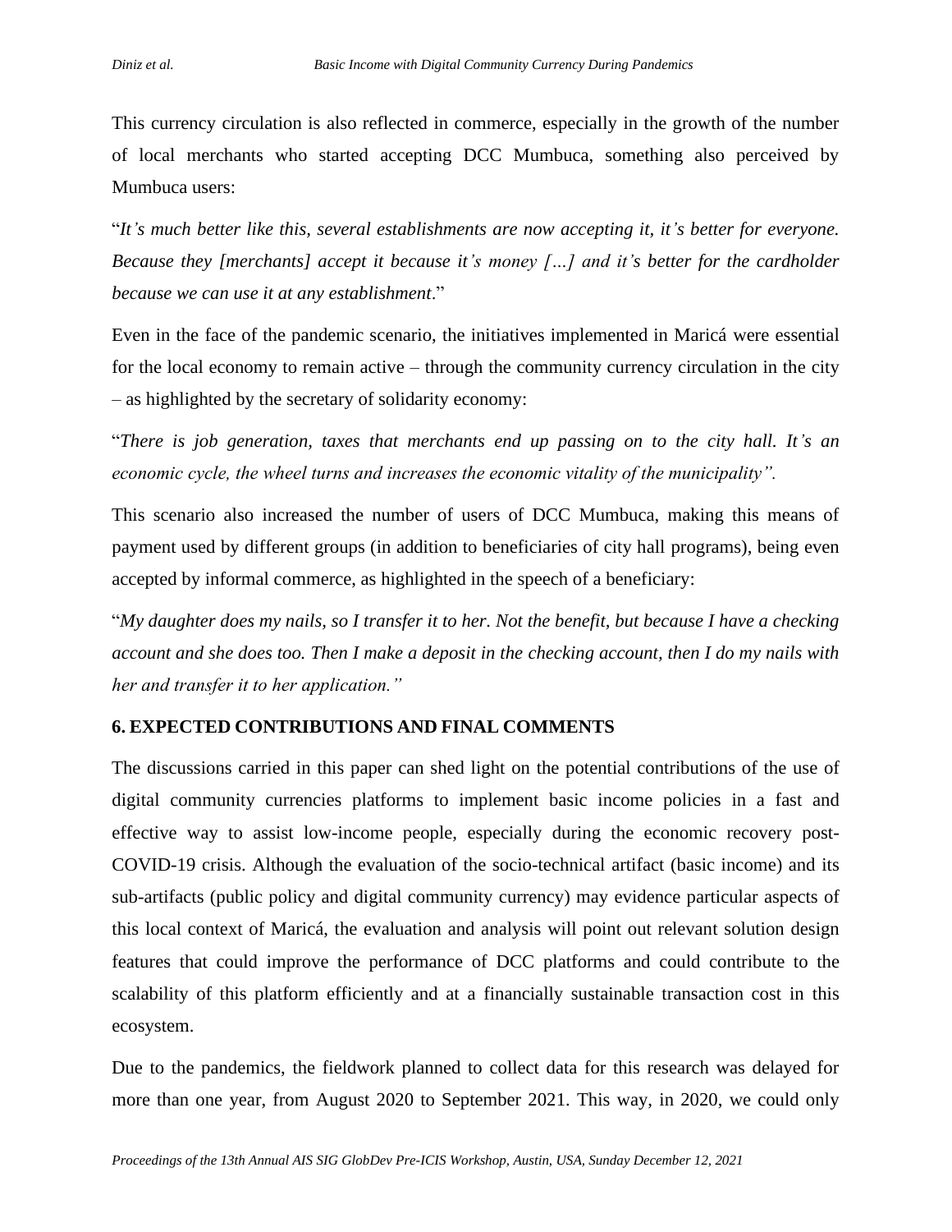This currency circulation is also reflected in commerce, especially in the growth of the number of local merchants who started accepting DCC Mumbuca, something also perceived by Mumbuca users:

"*It's much better like this, several establishments are now accepting it, it's better for everyone. Because they [merchants] accept it because it's money […] and it's better for the cardholder because we can use it at any establishment*."

Even in the face of the pandemic scenario, the initiatives implemented in Maricá were essential for the local economy to remain active – through the community currency circulation in the city – as highlighted by the secretary of solidarity economy:

"*There is job generation, taxes that merchants end up passing on to the city hall. It's an economic cycle, the wheel turns and increases the economic vitality of the municipality".*

This scenario also increased the number of users of DCC Mumbuca, making this means of payment used by different groups (in addition to beneficiaries of city hall programs), being even accepted by informal commerce, as highlighted in the speech of a beneficiary:

"*My daughter does my nails, so I transfer it to her. Not the benefit, but because I have a checking account and she does too. Then I make a deposit in the checking account, then I do my nails with her and transfer it to her application."*

## 6. EXPECTED CONTRIBUTIONS AND FINAL COMMENTS

The discussions carried in this paper can shed light on the potential contributions of the use of digital community currencies platforms to implement basic income policies in a fast and effective way to assist low-income people, especially during the economic recovery post-COVID-19 crisis. Although the evaluation of the socio-technical artifact (basic income) and its sub-artifacts (public policy and digital community currency) may evidence particular aspects of this local context of Maricá, the evaluation and analysis will point out relevant solution design features that could improve the performance of DCC platforms and could contribute to the scalability of this platform efficiently and at a financially sustainable transaction cost in this ecosystem.

Due to the pandemics, the fieldwork planned to collect data for this research was delayed for more than one year, from August 2020 to September 2021. This way, in 2020, we could only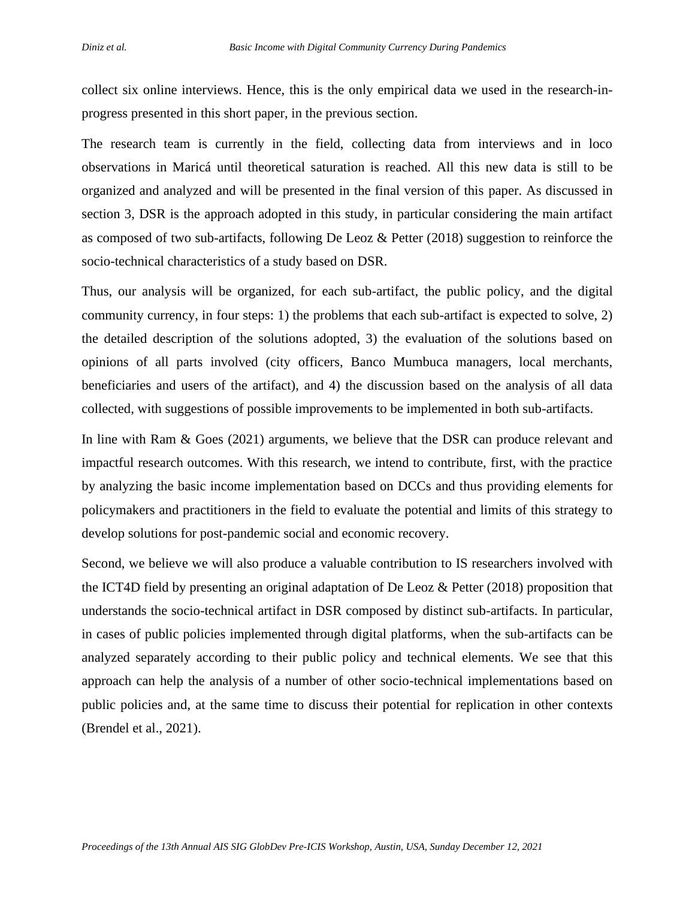collect six online interviews. Hence, this is the only empirical data we used in the research-in-progress presented in this short paper, in the previous section.

The research team is currently in the field, collecting data from interviews and in loco observations in Maricá until theoretical saturation is reached. All this new data is still to be organized and analyzed and will be presented in the final version of this paper. As discussed in section 3, DSR is the approach adopted in this study, in particular considering the main artifact as composed of two sub-artifacts, following De Leoz & Petter (2018) suggestion to reinforce the socio-technical characteristics of a study based on DSR.

Thus, our analysis will be organized, for each sub-artifact, the public policy, and the digital community currency, in four steps: 1) the problems that each sub-artifact is expected to solve, 2) the detailed description of the solutions adopted, 3) the evaluation of the solutions based on opinions of all parts involved (city officers, Banco Mumbuca managers, local merchants, beneficiaries and users of the artifact), and 4) the discussion based on the analysis of all data collected, with suggestions of possible improvements to be implemented in both sub-artifacts.

In line with Ram & Goes (2021) arguments, we believe that the DSR can produce relevant and impactful research outcomes. With this research, we intend to contribute, first, with the practice by analyzing the basic income implementation based on DCCs and thus providing elements for policymakers and practitioners in the field to evaluate the potential and limits of this strategy to develop solutions for post-pandemic social and economic recovery.

Second, we believe we will also produce a valuable contribution to IS researchers involved with the ICT4D field by presenting an original adaptation of De Leoz & Petter (2018) proposition that understands the socio-technical artifact in DSR composed by distinct sub-artifacts. In particular, in cases of public policies implemented through digital platforms, when the sub-artifacts can be analyzed separately according to their public policy and technical elements. We see that this approach can help the analysis of a number of other socio-technical implementations based on public policies and, at the same time to discuss their potential for replication in other contexts (Brendel et al., 2021).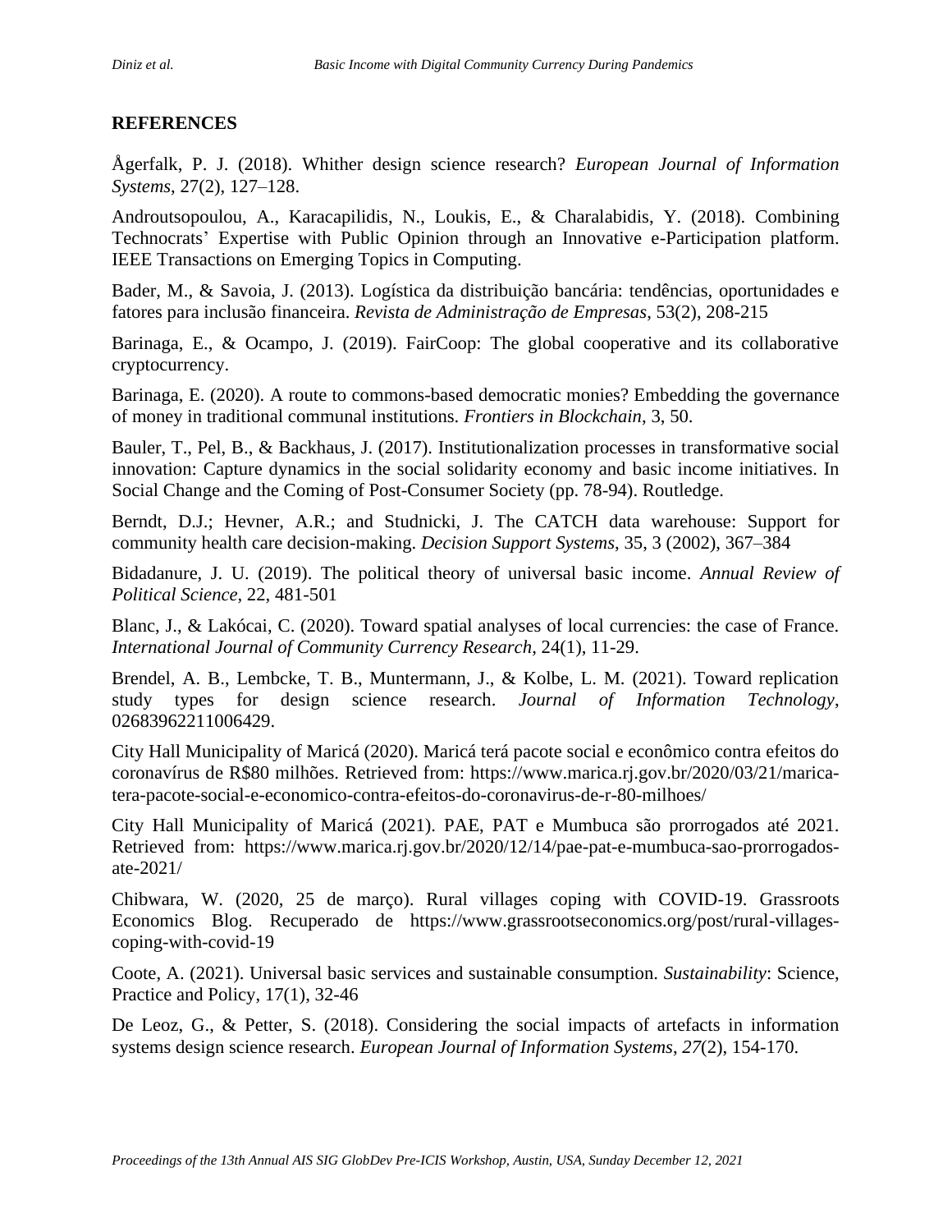## REFERENCES

Ågerfalk, P. J. (2018). Whither design science research? *European Journal of Information Systems*, 27(2), 127–128.

Androutsopoulou, A., Karacapilidis, N., Loukis, E., & Charalabidis, Y. (2018). Combining Technocrats' Expertise with Public Opinion through an Innovative e-Participation platform. IEEE Transactions on Emerging Topics in Computing.

Bader, M., & Savoia, J. (2013). Logística da distribuição bancária: tendências, oportunidades e fatores para inclusão financeira. *Revista de Administração de Empresas*, 53(2), 208-215

Barinaga, E., & Ocampo, J. (2019). FairCoop: The global cooperative and its collaborative cryptocurrency.

Barinaga, E. (2020). A route to commons-based democratic monies? Embedding the governance of money in traditional communal institutions. *Frontiers in Blockchain*, 3, 50.

Bauler, T., Pel, B., & Backhaus, J. (2017). Institutionalization processes in transformative social innovation: Capture dynamics in the social solidarity economy and basic income initiatives. In Social Change and the Coming of Post-Consumer Society (pp. 78-94). Routledge.

Berndt, D.J.; Hevner, A.R.; and Studnicki, J. The CATCH data warehouse: Support for community health care decision-making. *Decision Support Systems*, 35, 3 (2002), 367–384

Bidadanure, J. U. (2019). The political theory of universal basic income. *Annual Review of Political Science*, 22, 481-501

Blanc, J., & Lakócai, C. (2020). Toward spatial analyses of local currencies: the case of France. *International Journal of Community Currency Research*, 24(1), 11-29.

Brendel, A. B., Lembcke, T. B., Muntermann, J., & Kolbe, L. M. (2021). Toward replication study types for design science research. *Journal of Information Technology*, 02683962211006429.

City Hall Municipality of Maricá (2020). Maricá terá pacote social e econômico contra efeitos do coronavírus de R$80 milhões. Retrieved from: https://www.marica.rj.gov.br/2020/03/21/marica-tera-pacote-social-e-economico-contra-efeitos-do-coronavirus-de-r-80-milhoes/

City Hall Municipality of Maricá (2021). PAE, PAT e Mumbuca são prorrogados até 2021. Retrieved from: https://www.marica.rj.gov.br/2020/12/14/pae-pat-e-mumbuca-sao-prorrogados-ate-2021/

Chibwara, W. (2020, 25 de março). Rural villages coping with COVID-19. Grassroots Economics Blog. Recuperado de https://www.grassrootseconomics.org/post/rural-villages-coping-with-covid-19

Coote, A. (2021). Universal basic services and sustainable consumption. *Sustainability*: Science, Practice and Policy, 17(1), 32-46

De Leoz, G., & Petter, S. (2018). Considering the social impacts of artefacts in information systems design science research. *European Journal of Information Systems*, *27*(2), 154-170.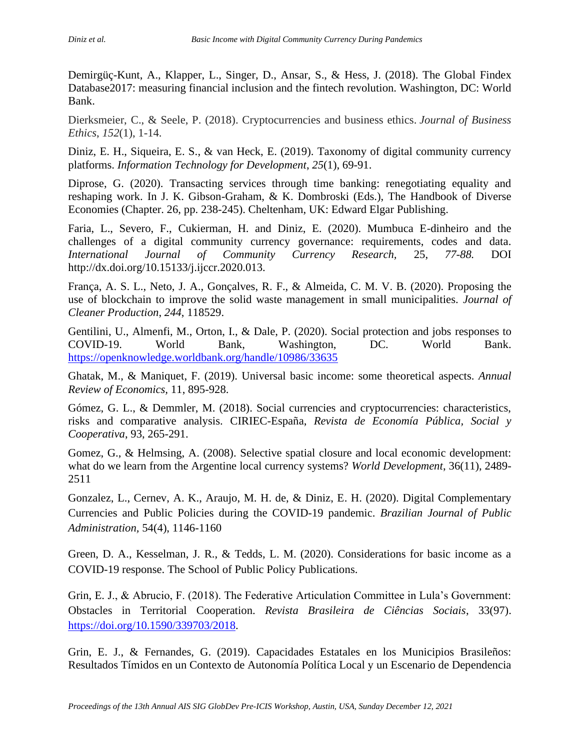Demirgüç-Kunt, A., Klapper, L., Singer, D., Ansar, S., & Hess, J. (2018). The Global Findex Database2017: measuring financial inclusion and the fintech revolution. Washington, DC: World Bank.

Dierksmeier, C., & Seele, P. (2018). Cryptocurrencies and business ethics. *Journal of Business Ethics*, *152*(1), 1-14.

Diniz, E. H., Siqueira, E. S., & van Heck, E. (2019). Taxonomy of digital community currency platforms. *Information Technology for Development*, *25*(1), 69-91.

Diprose, G. (2020). Transacting services through time banking: renegotiating equality and reshaping work. In J. K. Gibson-Graham, & K. Dombroski (Eds.), The Handbook of Diverse Economies (Chapter. 26, pp. 238-245). Cheltenham, UK: Edward Elgar Publishing.

Faria, L., Severo, F., Cukierman, H. and Diniz, E. (2020). Mumbuca E-dinheiro and the challenges of a digital community currency governance: requirements, codes and data. *International Journal of Community Currency Research*, 25, *77-88.* DOI http://dx.doi.org/10.15133/j.ijccr.2020.013.

França, A. S. L., Neto, J. A., Gonçalves, R. F., & Almeida, C. M. V. B. (2020). Proposing the use of blockchain to improve the solid waste management in small municipalities. *Journal of Cleaner Production*, *244*, 118529.

Gentilini, U., Almenfi, M., Orton, I., & Dale, P. (2020). Social protection and jobs responses to COVID-19. World Bank, Washington, DC. World Bank. https://openknowledge.worldbank.org/handle/10986/33635

Ghatak, M., & Maniquet, F. (2019). Universal basic income: some theoretical aspects. *Annual Review of Economics*, 11, 895-928.

Gómez, G. L., & Demmler, M. (2018). Social currencies and cryptocurrencies: characteristics, risks and comparative analysis. CIRIEC-España, *Revista de Economía Pública, Social y Cooperativa*, 93, 265-291.

Gomez, G., & Helmsing, A. (2008). Selective spatial closure and local economic development: what do we learn from the Argentine local currency systems? *World Development*, 36(11), 2489-2511

Gonzalez, L., Cernev, A. K., Araujo, M. H. de, & Diniz, E. H. (2020). Digital Complementary Currencies and Public Policies during the COVID-19 pandemic. *Brazilian Journal of Public Administration,* 54(4), 1146-1160

Green, D. A., Kesselman, J. R., & Tedds, L. M. (2020). Considerations for basic income as a COVID-19 response. The School of Public Policy Publications.

Grin, E. J., & Abrucio, F. (2018). The Federative Articulation Committee in Lula's Government: Obstacles in Territorial Cooperation. *Revista Brasileira de Ciências Sociais*, 33(97). https://doi.org/10.1590/339703/2018.

Grin, E. J., & Fernandes, G. (2019). Capacidades Estatales en los Municipios Brasileños: Resultados Tímidos en un Contexto de Autonomía Política Local y un Escenario de Dependencia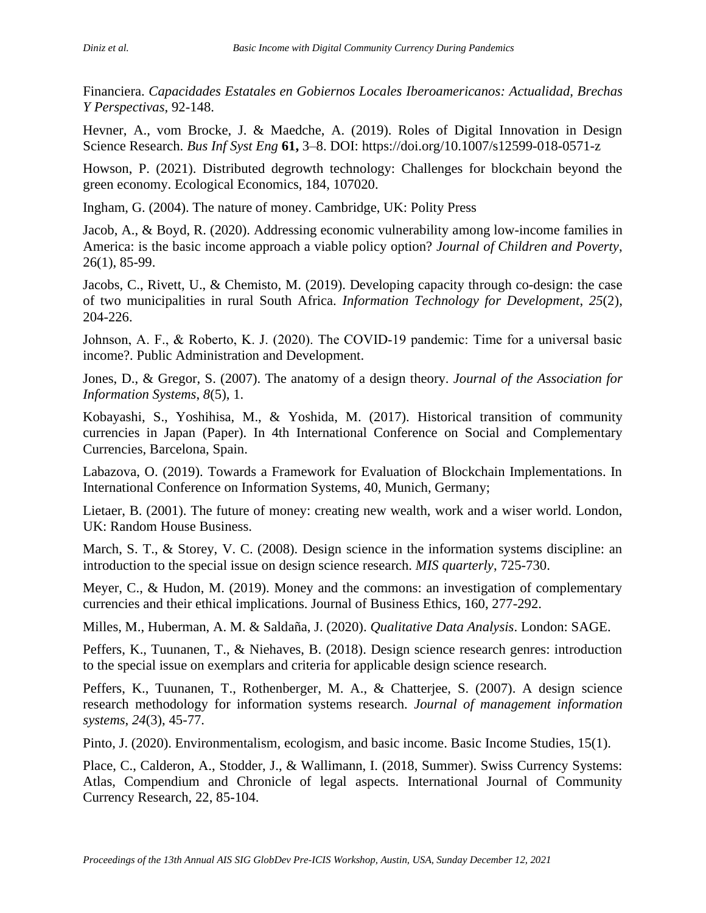Financiera. *Capacidades Estatales en Gobiernos Locales Iberoamericanos: Actualidad, Brechas Y Perspectivas*, 92-148.

Hevner, A., vom Brocke, J. & Maedche, A. (2019). Roles of Digital Innovation in Design Science Research. *Bus Inf Syst Eng* **61,** 3–8. DOI: https://doi.org/10.1007/s12599-018-0571-z

Howson, P. (2021). Distributed degrowth technology: Challenges for blockchain beyond the green economy. Ecological Economics, 184, 107020.

Ingham, G. (2004). The nature of money. Cambridge, UK: Polity Press

Jacob, A., & Boyd, R. (2020). Addressing economic vulnerability among low-income families in America: is the basic income approach a viable policy option? *Journal of Children and Poverty*, 26(1), 85-99.

Jacobs, C., Rivett, U., & Chemisto, M. (2019). Developing capacity through co-design: the case of two municipalities in rural South Africa. *Information Technology for Development*, *25*(2), 204-226.

Johnson, A. F., & Roberto, K. J. (2020). The COVID‐19 pandemic: Time for a universal basic income?. Public Administration and Development.

Jones, D., & Gregor, S. (2007). The anatomy of a design theory. *Journal of the Association for Information Systems*, *8*(5), 1.

Kobayashi, S., Yoshihisa, M., & Yoshida, M. (2017). Historical transition of community currencies in Japan (Paper). In 4th International Conference on Social and Complementary Currencies, Barcelona, Spain.

Labazova, O. (2019). Towards a Framework for Evaluation of Blockchain Implementations. In International Conference on Information Systems, 40, Munich, Germany;

Lietaer, B. (2001). The future of money: creating new wealth, work and a wiser world. London, UK: Random House Business.

March, S. T., & Storey, V. C. (2008). Design science in the information systems discipline: an introduction to the special issue on design science research. *MIS quarterly*, 725-730.

Meyer, C., & Hudon, M. (2019). Money and the commons: an investigation of complementary currencies and their ethical implications. Journal of Business Ethics, 160, 277-292.

Milles, M., Huberman, A. M. & Saldaña, J. (2020). *Qualitative Data Analysis*. London: SAGE.

Peffers, K., Tuunanen, T., & Niehaves, B. (2018). Design science research genres: introduction to the special issue on exemplars and criteria for applicable design science research.

Peffers, K., Tuunanen, T., Rothenberger, M. A., & Chatterjee, S. (2007). A design science research methodology for information systems research. *Journal of management information systems*, *24*(3), 45-77.

Pinto, J. (2020). Environmentalism, ecologism, and basic income. Basic Income Studies, 15(1).

Place, C., Calderon, A., Stodder, J., & Wallimann, I. (2018, Summer). Swiss Currency Systems: Atlas, Compendium and Chronicle of legal aspects. International Journal of Community Currency Research, 22, 85-104.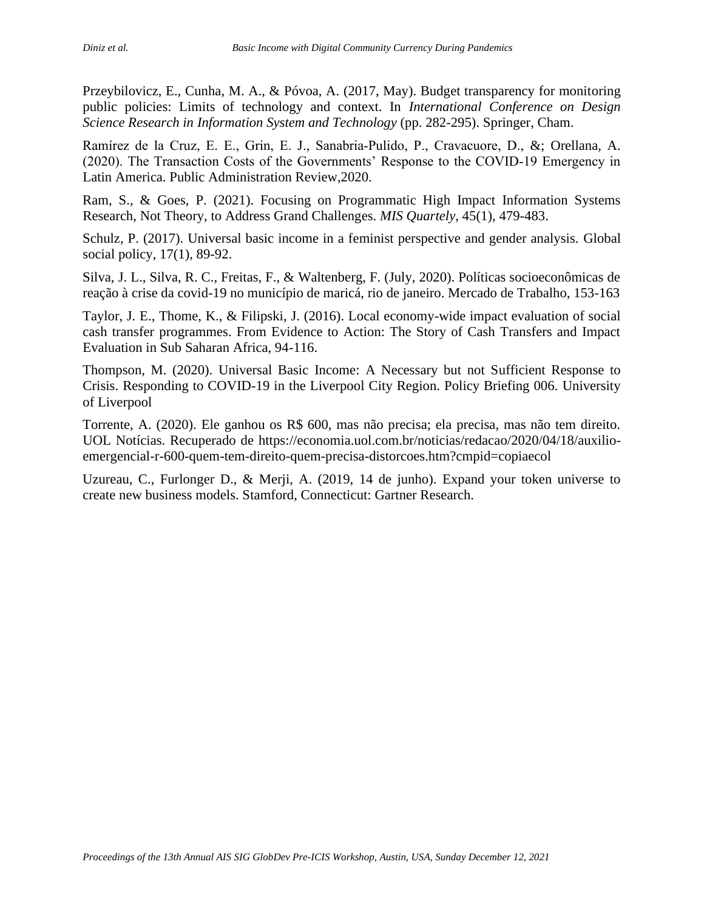Przeybilovicz, E., Cunha, M. A., & Póvoa, A. (2017, May). Budget transparency for monitoring public policies: Limits of technology and context. In *International Conference on Design Science Research in Information System and Technology* (pp. 282-295). Springer, Cham.

Ramírez de la Cruz, E. E., Grin, E. J., Sanabria-Pulido, P., Cravacuore, D., &; Orellana, A. (2020). The Transaction Costs of the Governments' Response to the COVID-19 Emergency in Latin America. Public Administration Review,2020.

Ram, S., & Goes, P. (2021). Focusing on Programmatic High Impact Information Systems Research, Not Theory, to Address Grand Challenges. *MIS Quartely*, 45(1), 479-483.

Schulz, P. (2017). Universal basic income in a feminist perspective and gender analysis. Global social policy, 17(1), 89-92.

Silva, J. L., Silva, R. C., Freitas, F., & Waltenberg, F. (July, 2020). Políticas socioeconômicas de reação à crise da covid-19 no município de maricá, rio de janeiro. Mercado de Trabalho, 153-163

Taylor, J. E., Thome, K., & Filipski, J. (2016). Local economy-wide impact evaluation of social cash transfer programmes. From Evidence to Action: The Story of Cash Transfers and Impact Evaluation in Sub Saharan Africa, 94-116.

Thompson, M. (2020). Universal Basic Income: A Necessary but not Sufficient Response to Crisis. Responding to COVID-19 in the Liverpool City Region. Policy Briefing 006. University of Liverpool

Torrente, A. (2020). Ele ganhou os R$ 600, mas não precisa; ela precisa, mas não tem direito. UOL Notícias. Recuperado de https://economia.uol.com.br/noticias/redacao/2020/04/18/auxilio-emergencial-r-600-quem-tem-direito-quem-precisa-distorcoes.htm?cmpid=copiaecol

Uzureau, C., Furlonger D., & Merji, A. (2019, 14 de junho). Expand your token universe to create new business models. Stamford, Connecticut: Gartner Research.